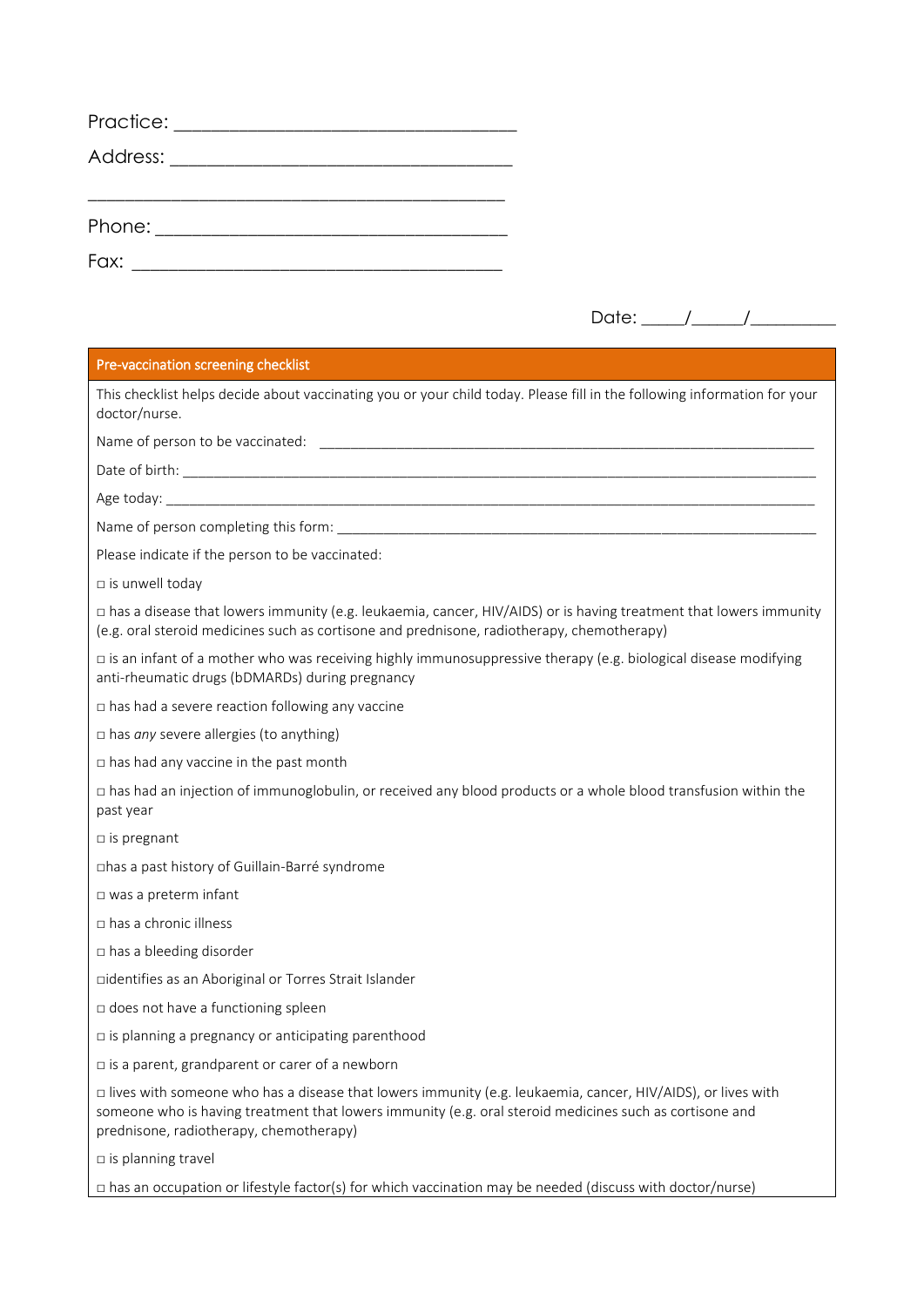Practice: ___________________________________

Address: ___________________________________

___________________________________________

Phone: ____________________________________

Fax: _______________________________________

Date: _____/_____/_________

## Pre-vaccination screening checklist

This checklist helps decide about vaccinating you or your child today. Please fill in the following information for your doctor/nurse.

Name of person to be vaccinated: ___________________________________________________________

Date of birth: ___________________________________________________________________________

Age today: _____________________________________________________________________________

Name of person completing this form: _______________________________________________________

Please indicate if the person to be vaccinated:

□ is unwell today

□ has a disease that lowers immunity (e.g. leukaemia, cancer, HIV/AIDS) or is having treatment that lowers immunity (e.g. oral steroid medicines such as cortisone and prednisone, radiotherapy, chemotherapy)

□ is an infant of a mother who was receiving highly immunosuppressive therapy (e.g. biological disease modifying anti-rheumatic drugs (bDMARDs) during pregnancy

□ has had a severe reaction following any vaccine

□ has *any* severe allergies (to anything)

□ has had any vaccine in the past month

□ has had an injection of immunoglobulin, or received any blood products or a whole blood transfusion within the past year

□ is pregnant

□has a past history of Guillain-Barré syndrome

□ was a preterm infant

□ has a chronic illness

□ has a bleeding disorder

□identifies as an Aboriginal or Torres Strait Islander

□ does not have a functioning spleen

□ is planning a pregnancy or anticipating parenthood

□ is a parent, grandparent or carer of a newborn

□ lives with someone who has a disease that lowers immunity (e.g. leukaemia, cancer, HIV/AIDS), or lives with someone who is having treatment that lowers immunity (e.g. oral steroid medicines such as cortisone and prednisone, radiotherapy, chemotherapy)

□ is planning travel

□ has an occupation or lifestyle factor(s) for which vaccination may be needed (discuss with doctor/nurse)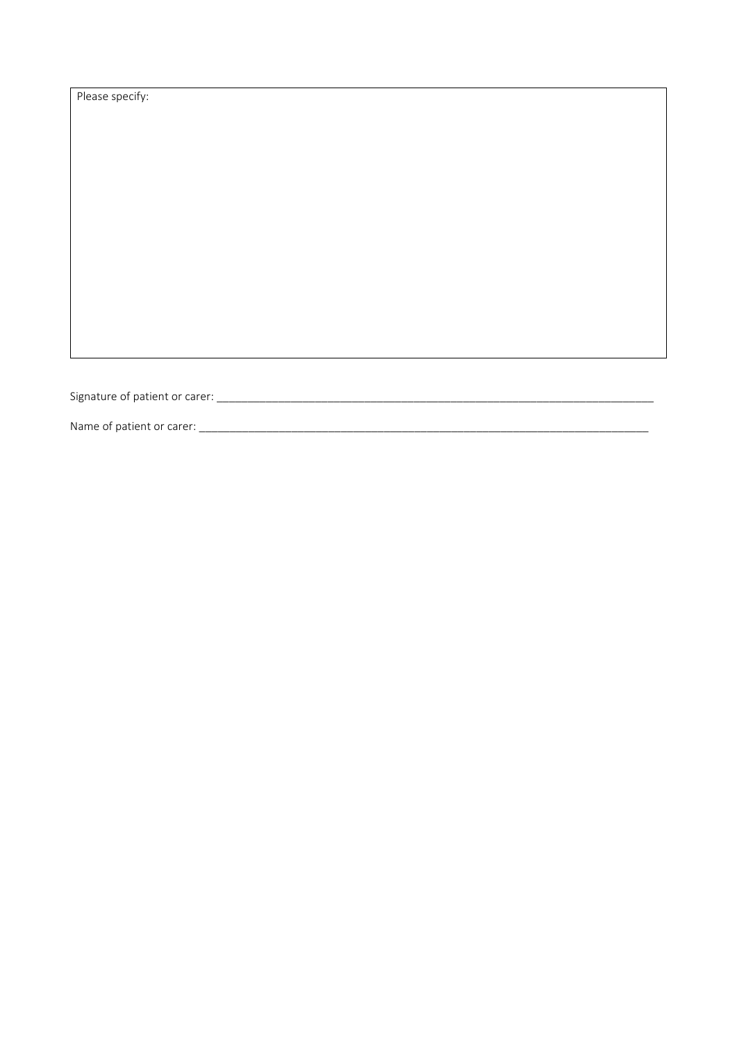| Please specify: |
| --- |
| |

Signature of patient or carer: ______________________________________________________________________

Name of patient or carer: ________________________________________________________________________